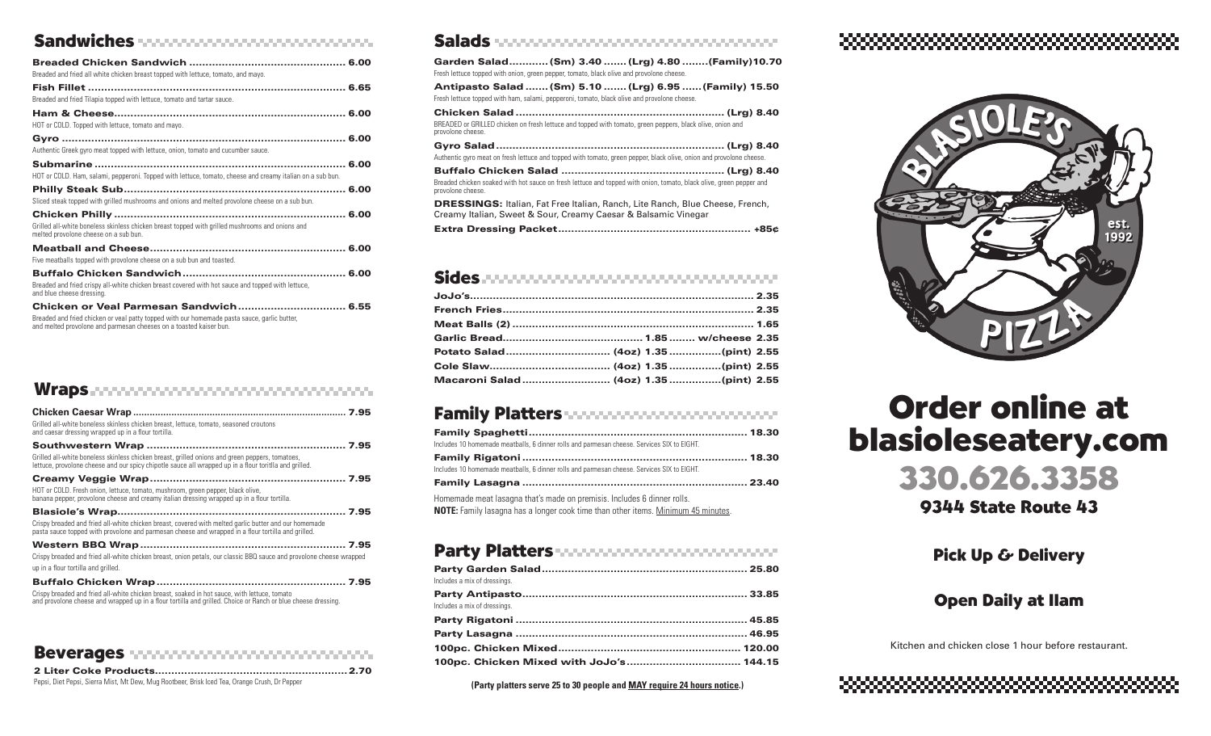## Sandwiches

**Breaded Chicken Sandwich** ............ 6.00
Breaded and fried all white chicken breast topped with lettuce, tomato, and mayo.

**Fish Fillet** ............ 6.65
Breaded and fried Tilapia topped with lettuce, tomato and tartar sauce.

**Ham & Cheese** ............ 6.00
HOT or COLD. Topped with lettuce, tomato and mayo.

**Gyro** ............ 6.00
Authentic Greek gyro meat topped with lettuce, onion, tomato and cucumber sauce.

**Submarine** ............ 6.00
HOT or COLD. Ham, salami, pepperoni. Topped with lettuce, tomato, cheese and creamy italian on a sub bun.

**Philly Steak Sub** ............ 6.00
Sliced steak topped with grilled mushrooms and onions and melted provolone cheese on a sub bun.

**Chicken Philly** ............ 6.00
Grilled all-white boneless skinless chicken breast topped with grilled mushrooms and onions and melted provolone cheese on a sub bun.

**Meatball and Cheese** ............ 6.00
Five meatballs topped with provolone cheese on a sub bun and toasted.

**Buffalo Chicken Sandwich** ............ 6.00
Breaded and fried crispy all-white chicken breast covered with hot sauce and topped with lettuce, and blue cheese dressing.

**Chicken or Veal Parmesan Sandwich** ............ 6.55
Breaded and fried chicken or veal patty topped with our homemade pasta sauce, garlic butter, and melted provolone and parmesan cheeses on a toasted kaiser bun.

## Wraps

**Chicken Caesar Wrap** ............ 7.95
Grilled all-white boneless skinless chicken breast, lettuce, tomato, seasoned croutons and caesar dressing wrapped up in a flour tortilla.

**Southwestern Wrap** ............ 7.95
Grilled all-white boneless skinless chicken breast, grilled onions and green peppers, tomatoes, lettuce, provolone cheese and our spicy chipotle sauce all wrapped up in a flour tortilla and grilled.

**Creamy Veggie Wrap** ............ 7.95
HOT or COLD. Fresh onion, lettuce, tomato, mushroom, green pepper, black olive, banana pepper, provolone cheese and creamy italian dressing wrapped up in a flour tortilla.

**Blasiole's Wrap** ............ 7.95
Crispy breaded and fried all-white chicken breast, covered with melted garlic butter and our homemade pasta sauce topped with provolone and parmesan cheese and wrapped in a flour tortilla and grilled.

**Western BBQ Wrap** ............ 7.95
Crispy breaded and fried all-white chicken breast, onion petals, our classic BBQ sauce and provolone cheese wrapped up in a flour tortilla and grilled.

**Buffalo Chicken Wrap** ............ 7.95
Crispy breaded and fried all-white chicken breast, soaked in hot sauce, with lettuce, tomato and provolone cheese and wrapped up in a flour tortilla and grilled. Choice or Ranch or blue cheese dressing.

## Beverages

**2 Liter Coke Products** ............ 2.70
Pepsi, Diet Pepsi, Sierra Mist, Mt Dew, Mug Rootbeer, Brisk Iced Tea, Orange Crush, Dr Pepper

## Salads

**Garden Salad** ............ (Sm) 3.40 ....... (Lrg) 4.80 ........ (Family) 10.70
Fresh lettuce topped with onion, green pepper, tomato, black olive and provolone cheese.

**Antipasto Salad** ....... (Sm) 5.10 ....... (Lrg) 6.95 ...... (Family) 15.50
Fresh lettuce topped with ham, salami, pepperoni, tomato, black olive and provolone cheese.

**Chicken Salad** ............ (Lrg) 8.40
BREADED or GRILLED chicken on fresh lettuce and topped with tomato, green peppers, black olive, onion and provolone cheese.

**Gyro Salad** ............ (Lrg) 8.40
Authentic gyro meat on fresh lettuce and topped with tomato, green pepper, black olive, onion and provolone cheese.

**Buffalo Chicken Salad** ............ (Lrg) 8.40
Breaded chicken soaked with hot sauce on fresh lettuce and topped with onion, tomato, black olive, green pepper and provolone cheese.

**DRESSINGS:** Italian, Fat Free Italian, Ranch, Lite Ranch, Blue Cheese, French, Creamy Italian, Sweet & Sour, Creamy Caesar & Balsamic Vinegar

**Extra Dressing Packet** ............ +85¢

## Sides

**JoJo's** ............ 2.35
**French Fries** ............ 2.35
**Meat Balls (2)** ............ 1.65
**Garlic Bread** ............ 1.85 ........ w/cheese 2.35
**Potato Salad** ............ (4oz) 1.35 ................ (pint) 2.55
**Cole Slaw** ............ (4oz) 1.35 ................ (pint) 2.55
**Macaroni Salad** ............ (4oz) 1.35 ................ (pint) 2.55

## Family Platters

**Family Spaghetti** ............ 18.30
Includes 10 homemade meatballs, 6 dinner rolls and parmesan cheese. Services SIX to EIGHT.

**Family Rigatoni** ............ 18.30
Includes 10 homemade meatballs, 6 dinner rolls and parmesan cheese. Services SIX to EIGHT.

**Family Lasagna** ............ 23.40

Homemade meat lasagna that's made on premisis. Includes 6 dinner rolls.
**NOTE:** Family lasagna has a longer cook time than other items. Minimum 45 minutes.

## Party Platters

**Party Garden Salad** ............ 25.80
Includes a mix of dressings.

**Party Antipasto** ............ 33.85
Includes a mix of dressings.

**Party Rigatoni** ............ 45.85
**Party Lasagna** ............ 46.95
**100pc. Chicken Mixed** ............ 120.00
**100pc. Chicken Mixed with JoJo's** ............ 144.15

**(Party platters serve 25 to 30 people and MAY require 24 hours notice.)**

BLASIOLE'S PIZZA
est. 1992

# Order online at blasioleseatery.com

## 330.626.3358

### 9344 State Route 43

### Pick Up & Delivery

### Open Daily at 11am

Kitchen and chicken close 1 hour before restaurant.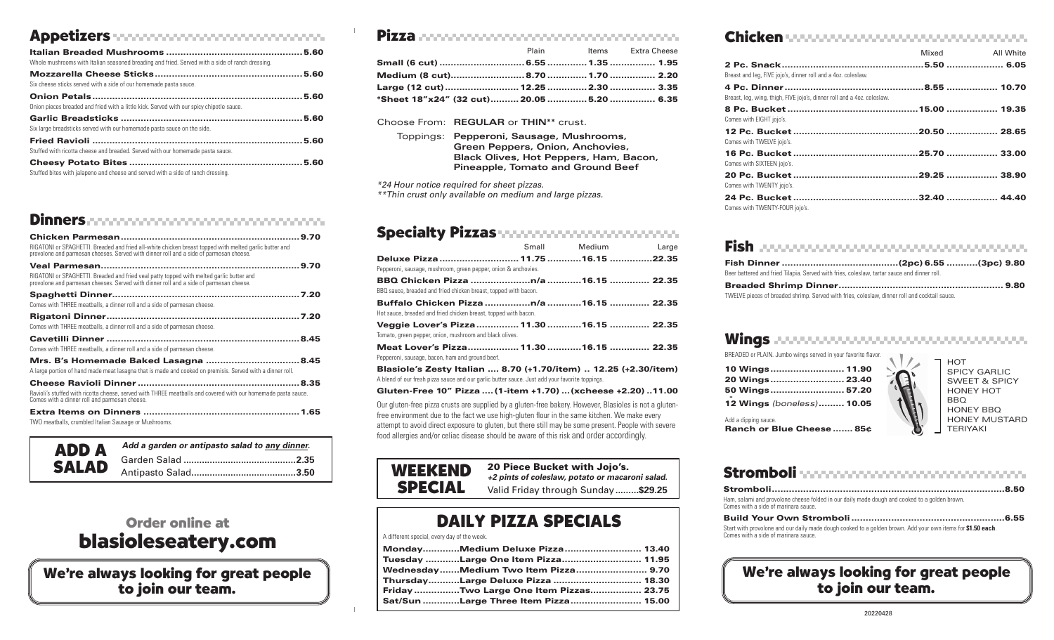## Appetizers

**Italian Breaded Mushrooms** ............ 5.60
Whole mushrooms with Italian seasoned breading and fried. Served with a side of ranch dressing.

**Mozzarella Cheese Sticks** ............ 5.60
Six cheese sticks served with a side of our homemade pasta sauce.

**Onion Petals** ............ 5.60
Onion pieces breaded and fried with a little kick. Served with our spicy chipotle sauce.

**Garlic Breadsticks** ............ 5.60
Six large breadsticks served with our homemade pasta sauce on the side.

**Fried Ravioli** ............ 5.60
Stuffed with ricotta cheese and breaded. Served with our homemade pasta sauce.

**Cheesy Potato Bites** ............ 5.60
Stuffed bites with jalapeno and cheese and served with a side of ranch dressing.

## Dinners

**Chicken Parmesan** ............ 9.70
RIGATONI or SPAGHETTI. Breaded and fried all-white chicken breast topped with melted garlic butter and provolone and parmesan cheeses. Served with dinner roll and a side of parmesan cheese.

**Veal Parmesan** ............ 9.70
RIGATONI or SPAGHETTI. Breaded and fried veal patty topped with melted garlic butter and provolone and parmesan cheeses. Served with dinner roll and a side of parmesan cheese.

**Spaghetti Dinner** ............ 7.20
Comes with THREE meatballs, a dinner roll and a side of parmesan cheese.

**Rigatoni Dinner** ............ 7.20
Comes with THREE meatballs, a dinner roll and a side of parmesan cheese.

**Cavetilli Dinner** ............ 8.45
Comes with THREE meatballs, a dinner roll and a side of parmesan cheese.

**Mrs. B's Homemade Baked Lasagna** ............ 8.45
A large portion of hand made meat lasagna that is made and cooked on premisis. Served with a dinner roll.

**Cheese Ravioli Dinner** ............ 8.35
Ravioli's stuffed with ricotta cheese, served with THREE meatballs and covered with our homemade pasta sauce. Comes with a dinner roll and parmesan cheese.

**Extra Items on Dinners** ............ 1.65
TWO meatballs, crumbled Italian Sausage or Mushrooms.

**ADD A SALAD** — *Add a garden or antipasto salad to any dinner.*
Garden Salad ............ 2.35
Antipasto Salad ............ 3.50

### Order online at blasioleseatery.com

### We're always looking for great people to join our team.

## Pizza

| | Plain | Items | Extra Cheese |
|---|---|---|---|
| **Small (6 cut)** | 6.55 | 1.35 | 1.95 |
| **Medium (8 cut)** | 8.70 | 1.70 | 2.20 |
| **Large (12 cut)** | 12.25 | 2.30 | 3.35 |
| **\*Sheet 18"x24" (32 cut)** | 20.05 | 5.20 | 6.35 |

Choose From: **REGULAR** or **THIN**\*\* crust.

Toppings: **Pepperoni, Sausage, Mushrooms, Green Peppers, Onion, Anchovies, Black Olives, Hot Peppers, Ham, Bacon, Pineapple, Tomato and Ground Beef**

*\*24 Hour notice required for sheet pizzas.*
*\*\*Thin crust only available on medium and large pizzas.*

## Specialty Pizzas

| | Small | Medium | Large |
|---|---|---|---|
| **Deluxe Pizza** — Pepperoni, sausage, mushroom, green pepper, onion & anchovies. | 11.75 | 16.15 | 22.35 |
| **BBQ Chicken Pizza** — BBQ sauce, breaded and fried chicken breast, topped with bacon. | n/a | 16.15 | 22.35 |
| **Buffalo Chicken Pizza** — Hot sauce, breaded and fried chicken breast, topped with bacon. | n/a | 16.15 | 22.35 |
| **Veggie Lover's Pizza** — Tomato, green pepper, onion, mushroom and black olives. | 11.30 | 16.15 | 22.35 |
| **Meat Lover's Pizza** — Pepperoni, sausage, bacon, ham and ground beef. | 11.30 | 16.15 | 22.35 |

**Blasiole's Zesty Italian .... 8.70 (+1.70/item) .. 12.25 (+2.30/item)**
A blend of our fresh pizza sauce and our garlic butter sauce. Just add your favorite toppings.

**Gluten-Free 10" Pizza .... (1-item +1.70) ... (xcheese +2.20) .. 11.00**

Our gluten-free pizza crusts are supplied by a gluten-free bakery. However, Blasioles is not a gluten-free environment due to the fact we use high-gluten flour in the same kitchen. We make every attempt to avoid direct exposure to gluten, but there still may be some present. People with severe food allergies and/or celiac disease should be aware of this risk and order accordingly.

**WEEKEND SPECIAL**
**20 Piece Bucket with Jojo's.**
*+2 pints of coleslaw, potato or macaroni salad.*
Valid Friday through Sunday ......... **$29.25**

## DAILY PIZZA SPECIALS

A different special, every day of the week.

| | | |
|---|---|---|
| **Monday** | Medium Deluxe Pizza | 13.40 |
| **Tuesday** | Large One Item Pizza | 11.95 |
| **Wednesday** | Medium Two Item Pizza | 9.70 |
| **Thursday** | Large Deluxe Pizza | 18.30 |
| **Friday** | Two Large One Item Pizzas | 23.75 |
| **Sat/Sun** | Large Three Item Pizza | 15.00 |

## Chicken

| | Mixed | All White |
|---|---|---|
| **2 Pc. Snack** — Breast and leg, FIVE jojo's, dinner roll and a 4oz. coleslaw. | 5.50 | 6.05 |
| **4 Pc. Dinner** — Breast, leg, wing, thigh, FIVE jojo's, dinner roll and a 4oz. coleslaw. | 8.55 | 10.70 |
| **8 Pc. Bucket** — Comes with EIGHT jojo's. | 15.00 | 19.35 |
| **12 Pc. Bucket** — Comes with TWELVE jojo's. | 20.50 | 28.65 |
| **16 Pc. Bucket** — Comes with SIXTEEN jojo's. | 25.70 | 33.00 |
| **20 Pc. Bucket** — Comes with TWENTY jojo's. | 29.25 | 38.90 |
| **24 Pc. Bucket** — Comes with TWENTY-FOUR jojo's. | 32.40 | 44.40 |

## Fish

**Fish Dinner** ............ (2pc) 6.55 ............ (3pc) 9.80
Beer battered and fried Tilapia. Served with fries, coleslaw, tartar sauce and dinner roll.

**Breaded Shrimp Dinner** ............ 9.80
TWELVE pieces of breaded shrimp. Served with fries, coleslaw, dinner roll and cocktail sauce.

## Wings

BREADED or PLAIN. Jumbo wings served in your favorite flavor.

**10 Wings** ............ 11.90
**20 Wings** ............ 23.40
**50 Wings** ............ 57.20
**12 Wings** *(boneless)* ............ 10.05

Add a dipping sauce.
**Ranch or Blue Cheese** ....... **85¢**

HOT
SPICY GARLIC
SWEET & SPICY
HONEY HOT
BBQ
HONEY BBQ
HONEY MUSTARD
TERIYAKI

## Stromboli

**Stromboli** ............ 8.50
Ham, salami and provolone cheese folded in our daily made dough and cooked to a golden brown. Comes with a side of marinara sauce.

**Build Your Own Stromboli** ............ 6.55
Start with provolone and our daily made dough cooked to a golden brown. Add your own items for **$1.50 each**. Comes with a side of marinara sauce.

### We're always looking for great people to join our team.

20220428